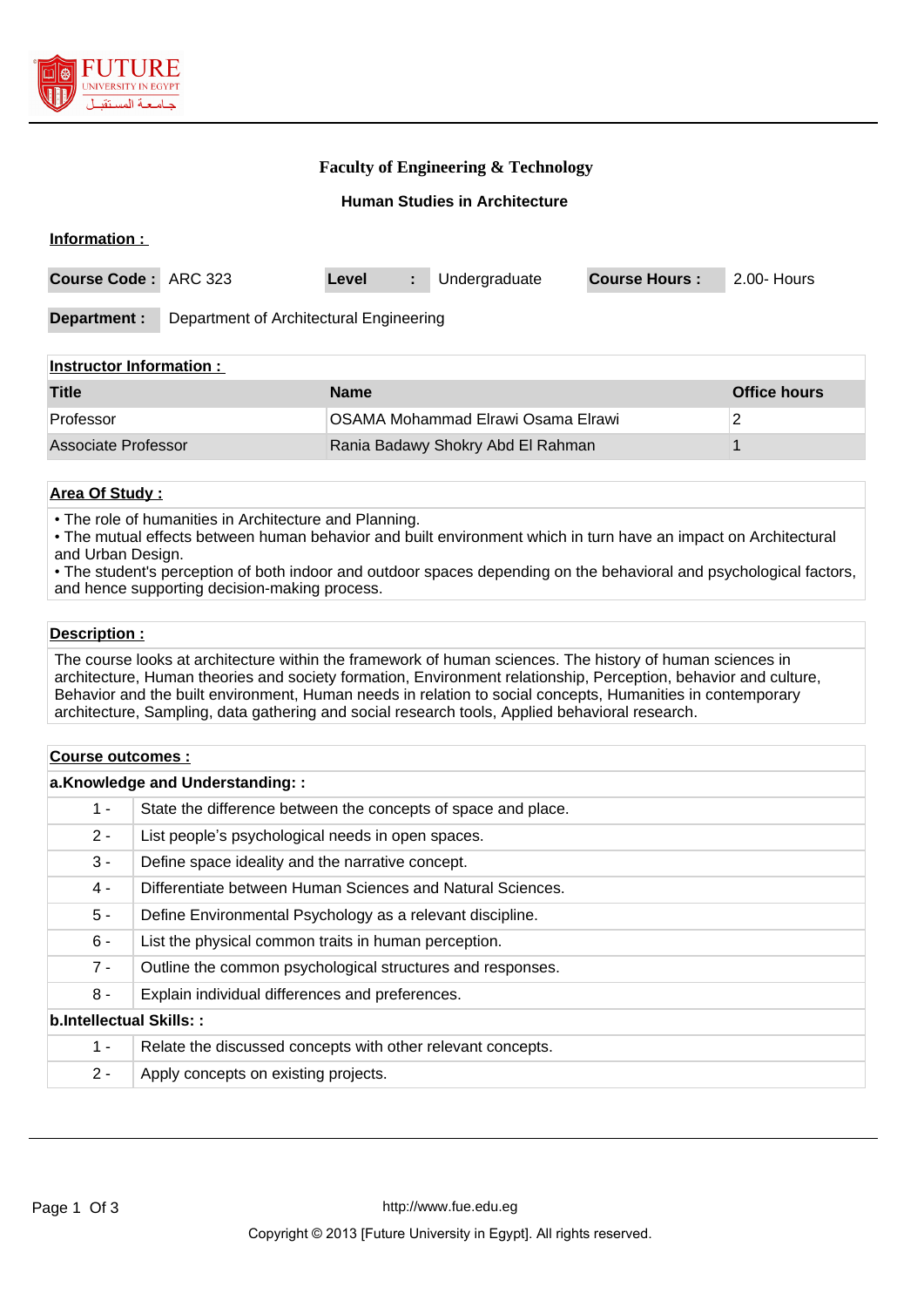# Faculty of Engineering & Technology

## Human Studies in Architecture

### Information :

| Course Code : | ARC 323 | Level : | Undergraduate | Course Hours : | 2.00- Hours |
|---|---|---|---|---|---|

**Department :** Department of Architectural Engineering

### Instructor Information :

| Title | Name | Office hours |
|---|---|---|
| Professor | OSAMA Mohammad Elrawi Osama Elrawi | 2 |
| Associate Professor | Rania Badawy Shokry Abd El Rahman | 1 |

### Area Of Study :

• The role of humanities in Architecture and Planning.
• The mutual effects between human behavior and built environment which in turn have an impact on Architectural and Urban Design.
• The student's perception of both indoor and outdoor spaces depending on the behavioral and psychological factors, and hence supporting decision-making process.

### Description :

The course looks at architecture within the framework of human sciences. The history of human sciences in architecture, Human theories and society formation, Environment relationship, Perception, behavior and culture, Behavior and the built environment, Human needs in relation to social concepts, Humanities in contemporary architecture, Sampling, data gathering and social research tools, Applied behavioral research.

### Course outcomes :

**a.Knowledge and Understanding: :**

| | |
|---|---|
| 1 - | State the difference between the concepts of space and place. |
| 2 - | List people’s psychological needs in open spaces. |
| 3 - | Define space ideality and the narrative concept. |
| 4 - | Differentiate between Human Sciences and Natural Sciences. |
| 5 - | Define Environmental Psychology as a relevant discipline. |
| 6 - | List the physical common traits in human perception. |
| 7 - | Outline the common psychological structures and responses. |
| 8 - | Explain individual differences and preferences. |

**b.Intellectual Skills: :**

| | |
|---|---|
| 1 - | Relate the discussed concepts with other relevant concepts. |
| 2 - | Apply concepts on existing projects. |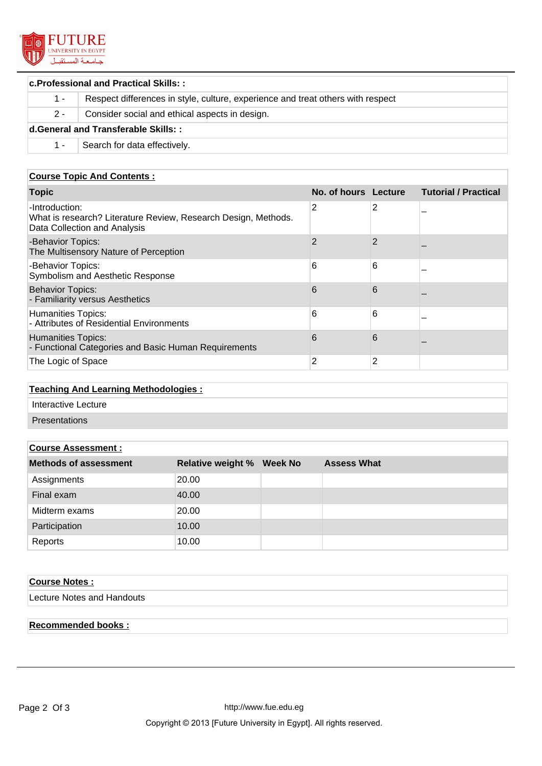| **c.Professional and Practical Skills: :** | |
|---|---|
| 1 - | Respect differences in style, culture, experience and treat others with respect |
| 2 - | Consider social and ethical aspects in design. |
| **d.General and Transferable Skills: :** | |
| 1 - | Search for data effectively. |

**Course Topic And Contents :**

| Topic | No. of hours | Lecture | Tutorial / Practical |
|---|---|---|---|
| -Introduction:<br>What is research? Literature Review, Research Design, Methods. Data Collection and Analysis | 2 | 2 | _ |
| -Behavior Topics:<br>The Multisensory Nature of Perception | 2 | 2 | _ |
| -Behavior Topics:<br>Symbolism and Aesthetic Response | 6 | 6 | _ |
| Behavior Topics:<br>- Familiarity versus Aesthetics | 6 | 6 | _ |
| Humanities Topics:<br>- Attributes of Residential Environments | 6 | 6 | _ |
| Humanities Topics:<br>- Functional Categories and Basic Human Requirements | 6 | 6 | _ |
| The Logic of Space | 2 | 2 | |

**Teaching And Learning Methodologies :**

Interactive Lecture

Presentations

**Course Assessment :**

| Methods of assessment | Relative weight % | Week No | Assess What |
|---|---|---|---|
| Assignments | 20.00 | | |
| Final exam | 40.00 | | |
| Midterm exams | 20.00 | | |
| Participation | 10.00 | | |
| Reports | 10.00 | | |

**Course Notes :**

Lecture Notes and Handouts

**Recommended books :**

http://www.fue.edu.eg

Copyright © 2013 [Future University in Egypt]. All rights reserved.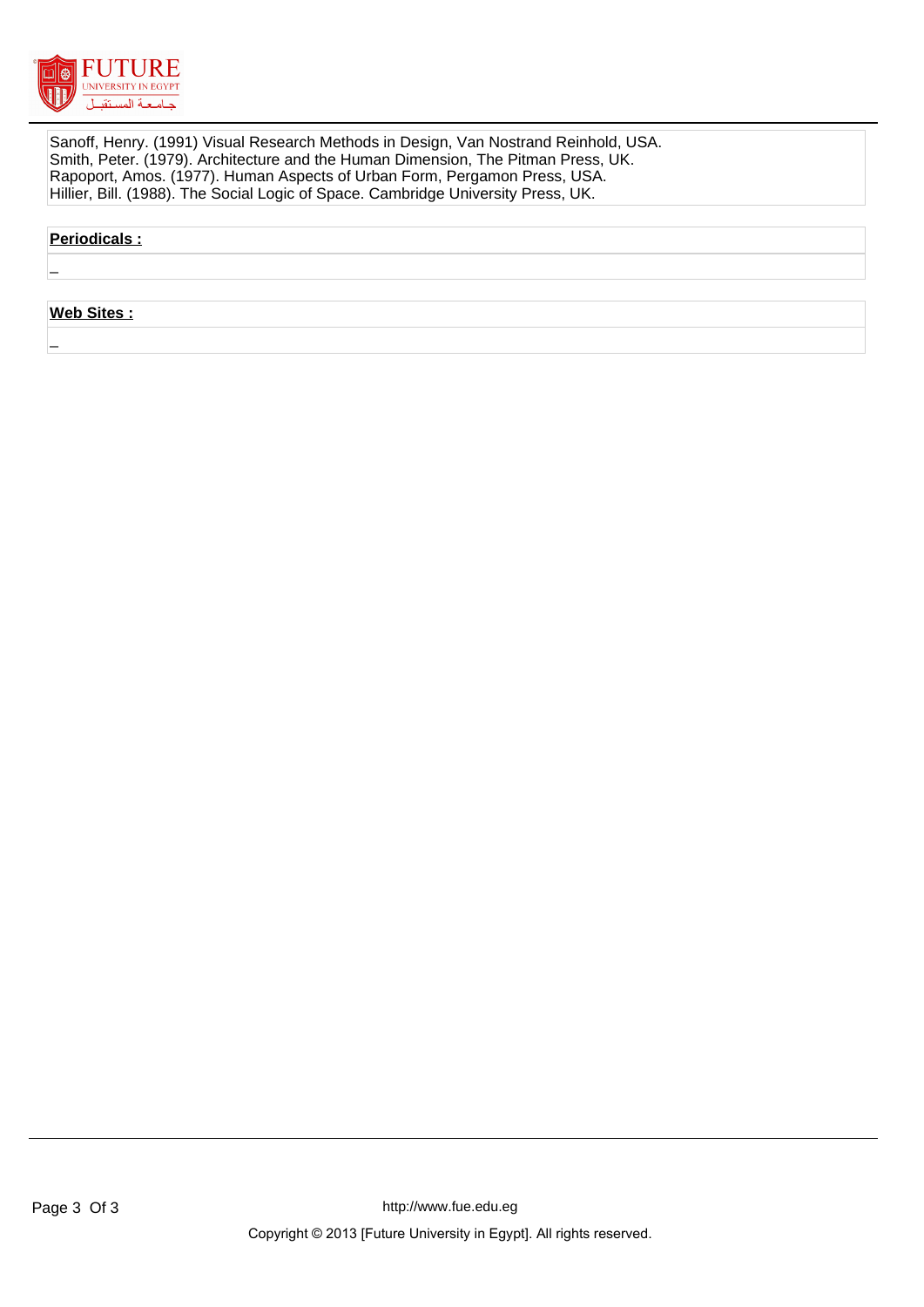Sanoff, Henry. (1991) Visual Research Methods in Design, Van Nostrand Reinhold, USA.
Smith, Peter. (1979). Architecture and the Human Dimension, The Pitman Press, UK.
Rapoport, Amos. (1977). Human Aspects of Urban Form, Pergamon Press, USA.
Hillier, Bill. (1988). The Social Logic of Space. Cambridge University Press, UK.

**Periodicals :**

_

**Web Sites :**

_